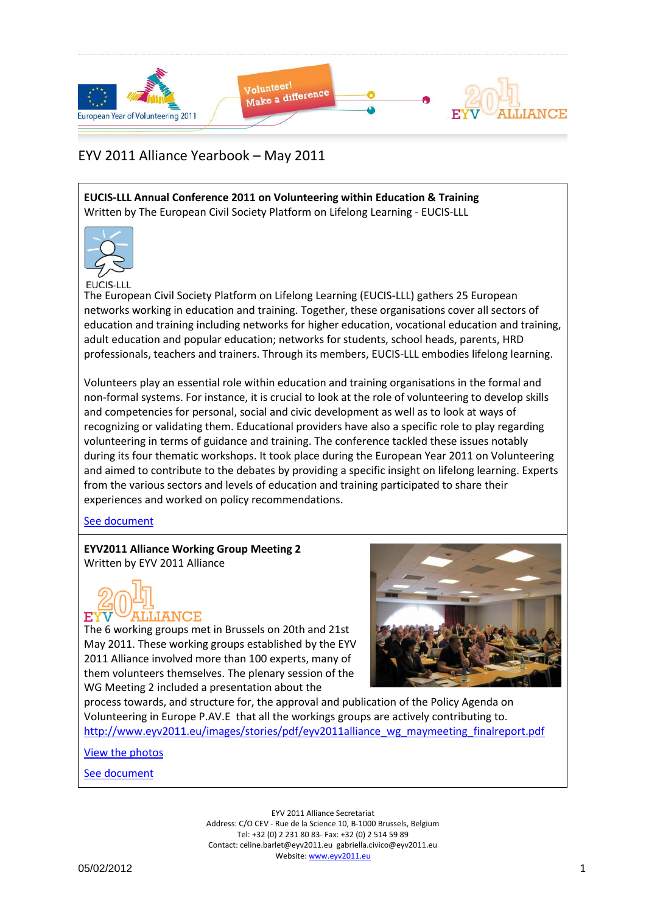# EYV 2011 Alliance Yearbook – May 2011

## EUCIS-LLL Annual Conference 2011 on Volunteering within Education & Training

Written by The European Civil Society Platform on Lifelong Learning - EUCIS-LLL

EUCIS-LLL

The European Civil Society Platform on Lifelong Learning (EUCIS-LLL) gathers 25 European networks working in education and training. Together, these organisations cover all sectors of education and training including networks for higher education, vocational education and training, adult education and popular education; networks for students, school heads, parents, HRD professionals, teachers and trainers. Through its members, EUCIS-LLL embodies lifelong learning.

Volunteers play an essential role within education and training organisations in the formal and non-formal systems. For instance, it is crucial to look at the role of volunteering to develop skills and competencies for personal, social and civic development as well as to look at ways of recognizing or validating them. Educational providers have also a specific role to play regarding volunteering in terms of guidance and training. The conference tackled these issues notably during its four thematic workshops. It took place during the European Year 2011 on Volunteering and aimed to contribute to the debates by providing a specific insight on lifelong learning. Experts from the various sectors and levels of education and training participated to share their experiences and worked on policy recommendations.

See document

## EYV2011 Alliance Working Group Meeting 2

Written by EYV 2011 Alliance

The 6 working groups met in Brussels on 20th and 21st May 2011. These working groups established by the EYV 2011 Alliance involved more than 100 experts, many of them volunteers themselves. The plenary session of the WG Meeting 2 included a presentation about the process towards, and structure for, the approval and publication of the Policy Agenda on Volunteering in Europe P.AV.E that all the workings groups are actively contributing to.

http://www.eyv2011.eu/images/stories/pdf/eyv2011alliance_wg_maymeeting_finalreport.pdf

View the photos

See document

EYV 2011 Alliance Secretariat
Address: C/O CEV - Rue de la Science 10, B-1000 Brussels, Belgium
Tel: +32 (0) 2 231 80 83- Fax: +32 (0) 2 514 59 89
Contact: celine.barlet@eyv2011.eu gabriella.civico@eyv2011.eu
Website: www.eyv2011.eu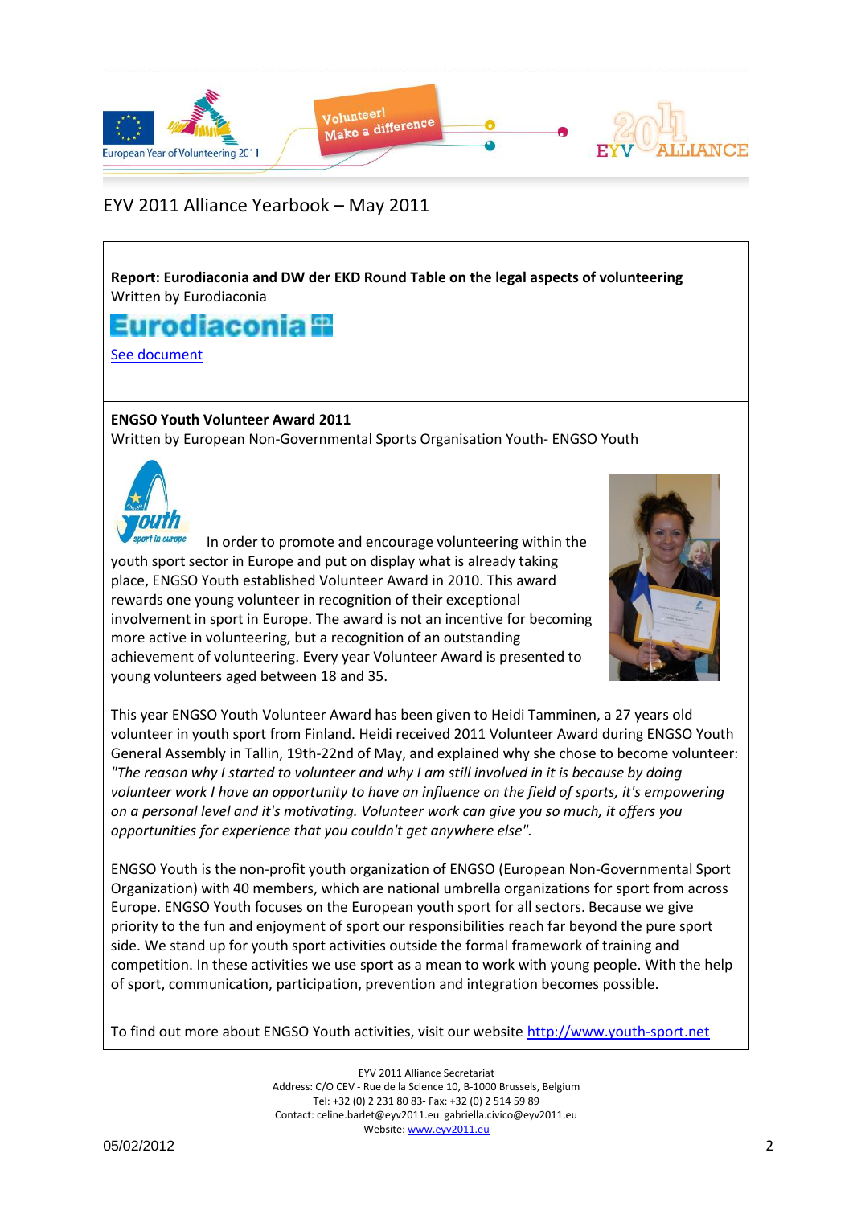**Report: Eurodiaconia and DW der EKD Round Table on the legal aspects of volunteering**
Written by Eurodiaconia

Eurodiaconia

See document

**ENGSO Youth Volunteer Award 2011**
Written by European Non-Governmental Sports Organisation Youth- ENGSO Youth

In order to promote and encourage volunteering within the youth sport sector in Europe and put on display what is already taking place, ENGSO Youth established Volunteer Award in 2010. This award rewards one young volunteer in recognition of their exceptional involvement in sport in Europe. The award is not an incentive for becoming more active in volunteering, but a recognition of an outstanding achievement of volunteering. Every year Volunteer Award is presented to young volunteers aged between 18 and 35.

This year ENGSO Youth Volunteer Award has been given to Heidi Tamminen, a 27 years old volunteer in youth sport from Finland. Heidi received 2011 Volunteer Award during ENGSO Youth General Assembly in Tallin, 19th-22nd of May, and explained why she chose to become volunteer: *"The reason why I started to volunteer and why I am still involved in it is because by doing volunteer work I have an opportunity to have an influence on the field of sports, it's empowering on a personal level and it's motivating. Volunteer work can give you so much, it offers you opportunities for experience that you couldn't get anywhere else".*

ENGSO Youth is the non-profit youth organization of ENGSO (European Non-Governmental Sport Organization) with 40 members, which are national umbrella organizations for sport from across Europe. ENGSO Youth focuses on the European youth sport for all sectors. Because we give priority to the fun and enjoyment of sport our responsibilities reach far beyond the pure sport side. We stand up for youth sport activities outside the formal framework of training and competition. In these activities we use sport as a mean to work with young people. With the help of sport, communication, participation, prevention and integration becomes possible.

To find out more about ENGSO Youth activities, visit our website http://www.youth-sport.net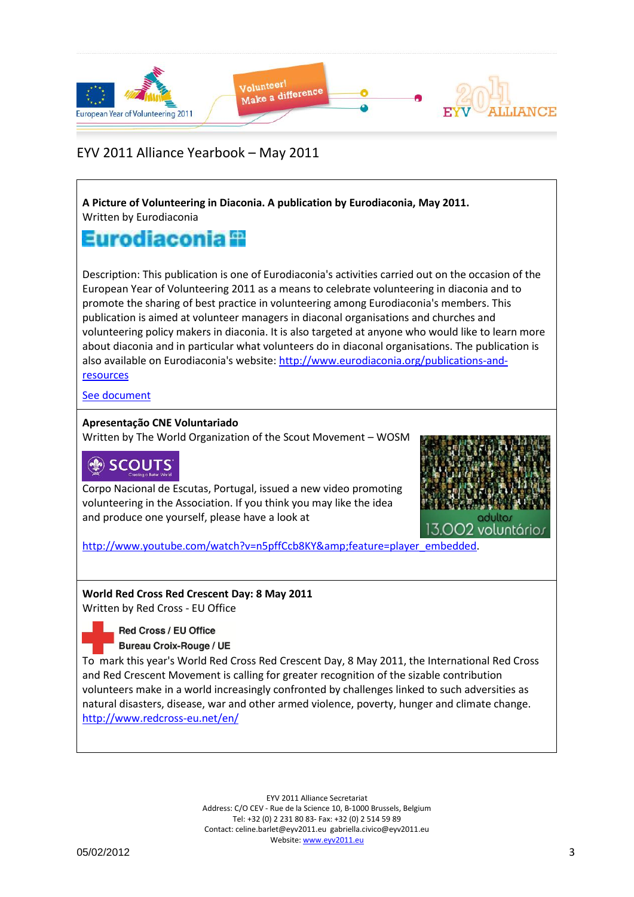EYV 2011 Alliance Yearbook – May 2011

**A Picture of Volunteering in Diaconia. A publication by Eurodiaconia, May 2011.**
Written by Eurodiaconia

Description: This publication is one of Eurodiaconia's activities carried out on the occasion of the European Year of Volunteering 2011 as a means to celebrate volunteering in diaconia and to promote the sharing of best practice in volunteering among Eurodiaconia's members. This publication is aimed at volunteer managers in diaconal organisations and churches and volunteering policy makers in diaconia. It is also targeted at anyone who would like to learn more about diaconia and in particular what volunteers do in diaconal organisations. The publication is also available on Eurodiaconia's website: http://www.eurodiaconia.org/publications-and-resources

See document

---

**Apresentação CNE Voluntariado**
Written by The World Organization of the Scout Movement – WOSM

Corpo Nacional de Escutas, Portugal, issued a new video promoting volunteering in the Association. If you think you may like the idea and produce one yourself, please have a look at http://www.youtube.com/watch?v=n5pffCcb8KY&amp;feature=player_embedded.

---

**World Red Cross Red Crescent Day: 8 May 2011**
Written by Red Cross - EU Office

To mark this year's World Red Cross Red Crescent Day, 8 May 2011, the International Red Cross and Red Crescent Movement is calling for greater recognition of the sizable contribution volunteers make in a world increasingly confronted by challenges linked to such adversities as natural disasters, disease, war and other armed violence, poverty, hunger and climate change. http://www.redcross-eu.net/en/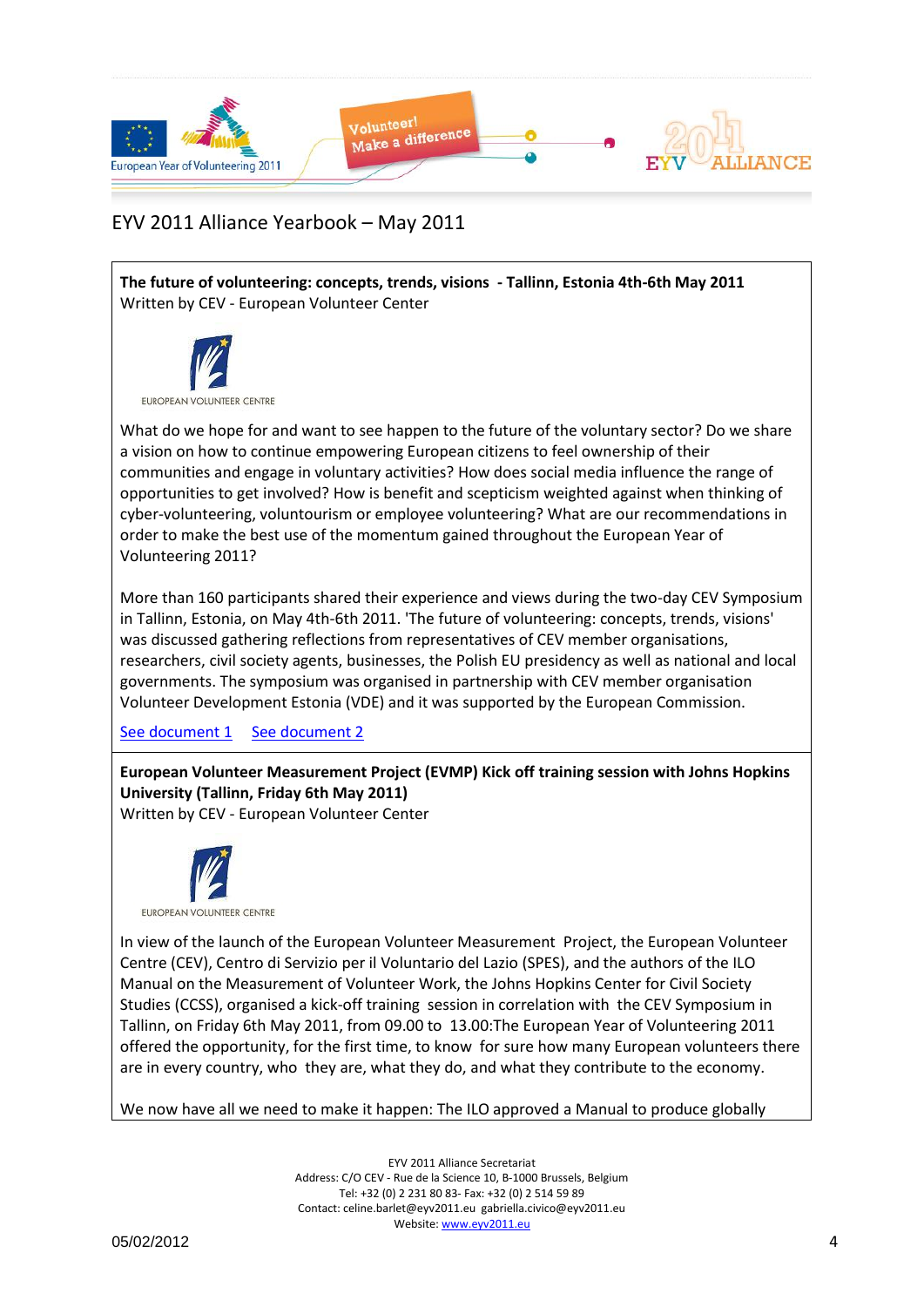EYV 2011 Alliance Yearbook – May 2011

**The future of volunteering: concepts, trends, visions - Tallinn, Estonia 4th-6th May 2011**
Written by CEV - European Volunteer Center

EUROPEAN VOLUNTEER CENTRE

What do we hope for and want to see happen to the future of the voluntary sector? Do we share a vision on how to continue empowering European citizens to feel ownership of their communities and engage in voluntary activities? How does social media influence the range of opportunities to get involved? How is benefit and scepticism weighted against when thinking of cyber-volunteering, voluntourism or employee volunteering? What are our recommendations in order to make the best use of the momentum gained throughout the European Year of Volunteering 2011?

More than 160 participants shared their experience and views during the two-day CEV Symposium in Tallinn, Estonia, on May 4th-6th 2011. 'The future of volunteering: concepts, trends, visions' was discussed gathering reflections from representatives of CEV member organisations, researchers, civil society agents, businesses, the Polish EU presidency as well as national and local governments. The symposium was organised in partnership with CEV member organisation Volunteer Development Estonia (VDE) and it was supported by the European Commission.

See document 1 See document 2

**European Volunteer Measurement Project (EVMP) Kick off training session with Johns Hopkins University (Tallinn, Friday 6th May 2011)**
Written by CEV - European Volunteer Center

EUROPEAN VOLUNTEER CENTRE

In view of the launch of the European Volunteer Measurement Project, the European Volunteer Centre (CEV), Centro di Servizio per il Voluntario del Lazio (SPES), and the authors of the ILO Manual on the Measurement of Volunteer Work, the Johns Hopkins Center for Civil Society Studies (CCSS), organised a kick-off training session in correlation with the CEV Symposium in Tallinn, on Friday 6th May 2011, from 09.00 to 13.00:The European Year of Volunteering 2011 offered the opportunity, for the first time, to know for sure how many European volunteers there are in every country, who they are, what they do, and what they contribute to the economy.

We now have all we need to make it happen: The ILO approved a Manual to produce globally

EYV 2011 Alliance Secretariat
Address: C/O CEV - Rue de la Science 10, B-1000 Brussels, Belgium
Tel: +32 (0) 2 231 80 83- Fax: +32 (0) 2 514 59 89
Contact: celine.barlet@eyv2011.eu gabriella.civico@eyv2011.eu
Website: www.eyv2011.eu

05/02/2012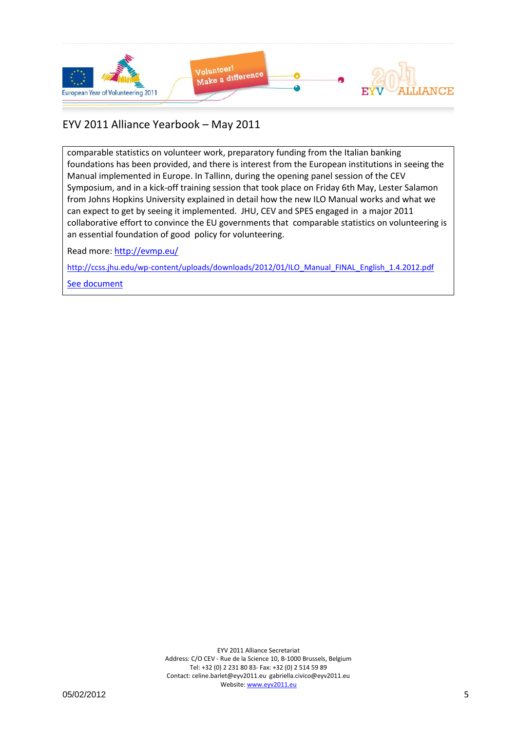comparable statistics on volunteer work, preparatory funding from the Italian banking foundations has been provided, and there is interest from the European institutions in seeing the Manual implemented in Europe. In Tallinn, during the opening panel session of the CEV Symposium, and in a kick-off training session that took place on Friday 6th May, Lester Salamon from Johns Hopkins University explained in detail how the new ILO Manual works and what we can expect to get by seeing it implemented. JHU, CEV and SPES engaged in a major 2011 collaborative effort to convince the EU governments that comparable statistics on volunteering is an essential foundation of good policy for volunteering.

Read more: http://evmp.eu/

http://ccss.jhu.edu/wp-content/uploads/downloads/2012/01/ILO_Manual_FINAL_English_1.4.2012.pdf

See document

EYV 2011 Alliance Secretariat
Address: C/O CEV - Rue de la Science 10, B-1000 Brussels, Belgium
Tel: +32 (0) 2 231 80 83- Fax: +32 (0) 2 514 59 89
Contact: celine.barlet@eyv2011.eu gabriella.civico@eyv2011.eu
Website: www.eyv2011.eu